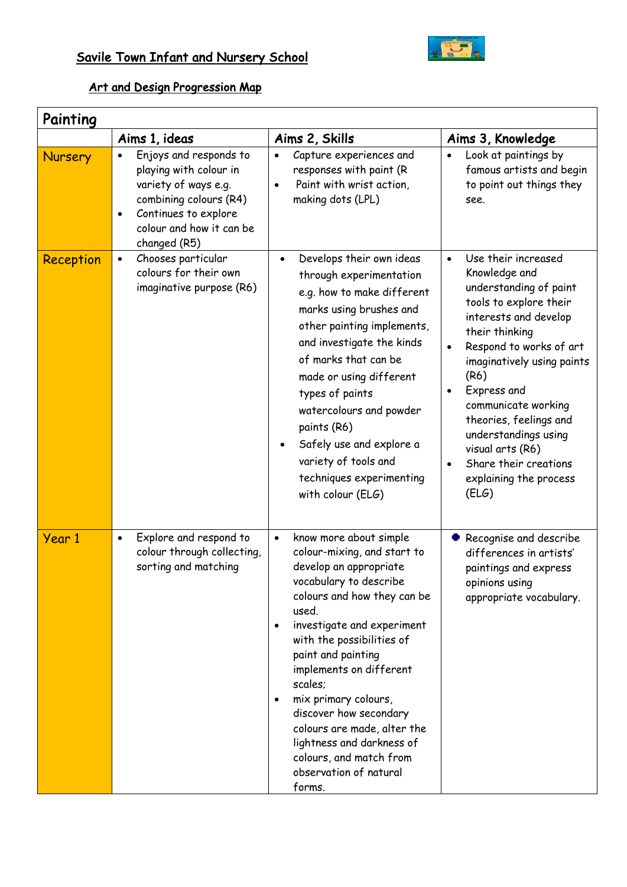# Savile Town Infant and Nursery School

## Art and Design Progression Map

| Painting | | | |
|---|---|---|---|
| | **Aims 1, ideas** | **Aims 2, Skills** | **Aims 3, Knowledge** |
| **Nursery** | • Enjoys and responds to playing with colour in variety of ways e.g. combining colours (R4)<br>• Continues to explore colour and how it can be changed (R5) | • Capture experiences and responses with paint (R<br>• Paint with wrist action, making dots (LPL) | • Look at paintings by famous artists and begin to point out things they see. |
| **Reception** | • Chooses particular colours for their own imaginative purpose (R6) | • Develops their own ideas through experimentation e.g. how to make different marks using brushes and other painting implements, and investigate the kinds of marks that can be made or using different types of paints watercolours and powder paints (R6)<br>• Safely use and explore a variety of tools and techniques experimenting with colour (ELG) | • Use their increased Knowledge and understanding of paint tools to explore their interests and develop their thinking<br>• Respond to works of art imaginatively using paints (R6)<br>• Express and communicate working theories, feelings and understandings using visual arts (R6)<br>• Share their creations explaining the process (ELG) |
| **Year 1** | • Explore and respond to colour through collecting, sorting and matching | • know more about simple colour-mixing, and start to develop an appropriate vocabulary to describe colours and how they can be used.<br>• investigate and experiment with the possibilities of paint and painting implements on different scales;<br>• mix primary colours, discover how secondary colours are made, alter the lightness and darkness of colours, and match from observation of natural forms. | • Recognise and describe differences in artists' paintings and express opinions using appropriate vocabulary. |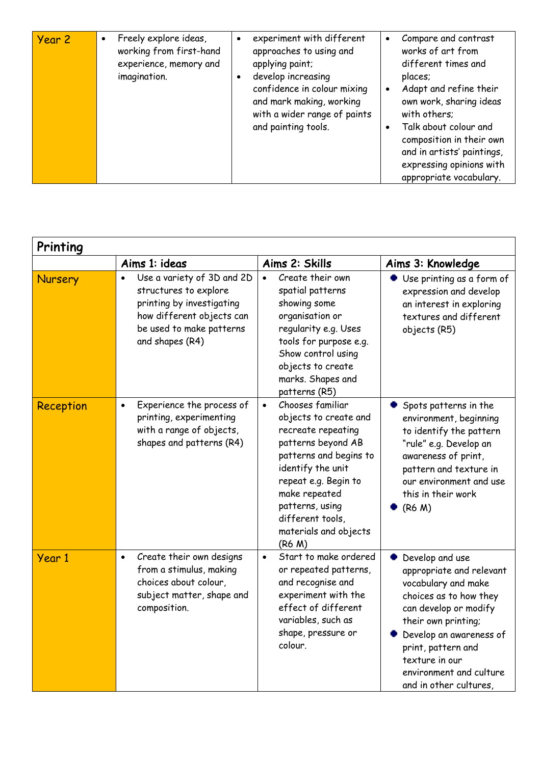| Year 2 | • Freely explore ideas, working from first-hand experience, memory and imagination. | • experiment with different approaches to using and applying paint;<br>• develop increasing confidence in colour mixing and mark making, working with a wider range of paints and painting tools. | • Compare and contrast works of art from different times and places;<br>• Adapt and refine their own work, sharing ideas with others;<br>• Talk about colour and composition in their own and in artists' paintings, expressing opinions with appropriate vocabulary. |
|---|---|---|---|

| Printing | | | |
|---|---|---|---|
| | **Aims 1: ideas** | **Aims 2: Skills** | **Aims 3: Knowledge** |
| Nursery | • Use a variety of 3D and 2D structures to explore printing by investigating how different objects can be used to make patterns and shapes (R4) | • Create their own spatial patterns showing some organisation or regularity e.g. Uses tools for purpose e.g. Show control using objects to create marks. Shapes and patterns (R5) | • Use printing as a form of expression and develop an interest in exploring textures and different objects (R5) |
| Reception | • Experience the process of printing, experimenting with a range of objects, shapes and patterns (R4) | • Chooses familiar objects to create and recreate repeating patterns beyond AB patterns and begins to identify the unit repeat e.g. Begin to make repeated patterns, using different tools, materials and objects (R6 M) | • Spots patterns in the environment, beginning to identify the pattern "rule" e.g. Develop an awareness of print, pattern and texture in our environment and use this in their work<br>• (R6 M) |
| Year 1 | • Create their own designs from a stimulus, making choices about colour, subject matter, shape and composition. | • Start to make ordered or repeated patterns, and recognise and experiment with the effect of different variables, such as shape, pressure or colour. | • Develop and use appropriate and relevant vocabulary and make choices as to how they can develop or modify their own printing;<br>• Develop an awareness of print, pattern and texture in our environment and culture and in other cultures, |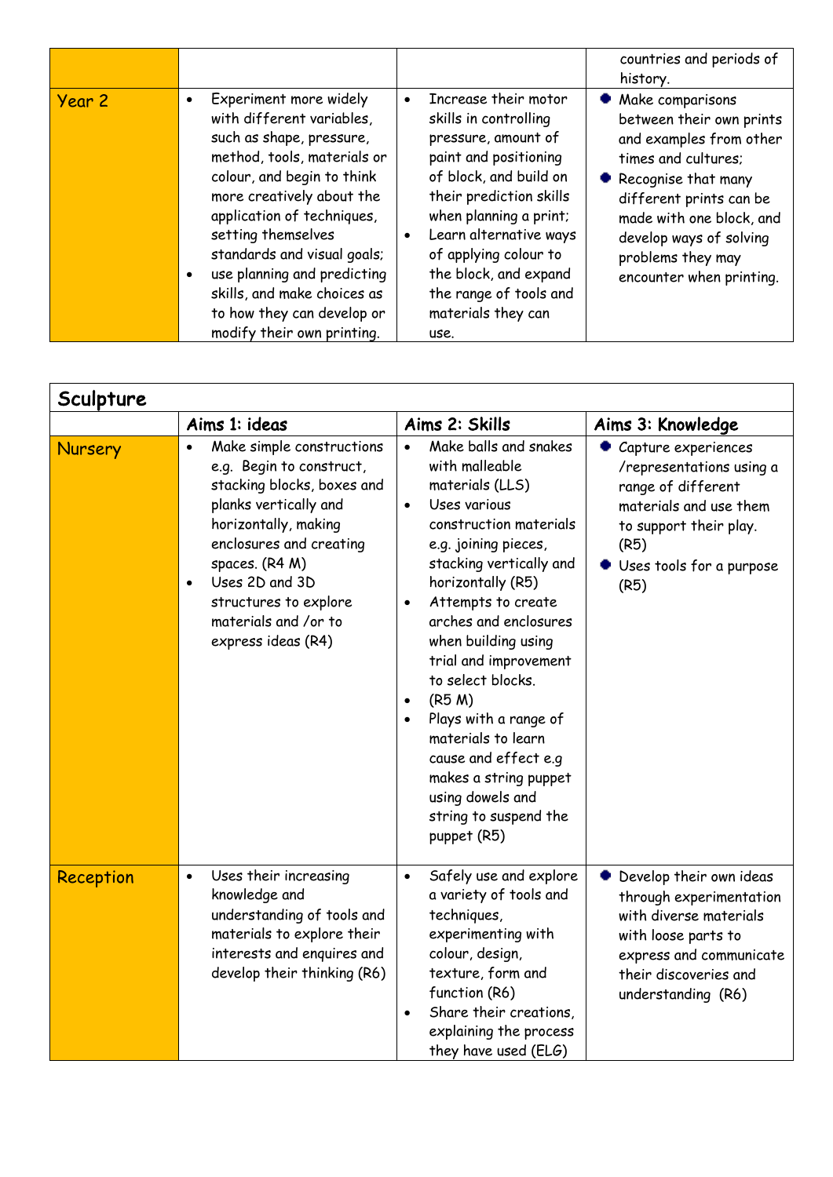| | | | |
|---|---|---|---|
| | | | countries and periods of history. |
| Year 2 | • Experiment more widely with different variables, such as shape, pressure, method, tools, materials or colour, and begin to think more creatively about the application of techniques, setting themselves standards and visual goals;<br>• use planning and predicting skills, and make choices as to how they can develop or modify their own printing. | • Increase their motor skills in controlling pressure, amount of paint and positioning of block, and build on their prediction skills when planning a print;<br>• Learn alternative ways of applying colour to the block, and expand the range of tools and materials they can use. | • Make comparisons between their own prints and examples from other times and cultures;<br>• Recognise that many different prints can be made with one block, and develop ways of solving problems they may encounter when printing. |

| Sculpture | | | |
|---|---|---|---|
| | **Aims 1: ideas** | **Aims 2: Skills** | **Aims 3: Knowledge** |
| Nursery | • Make simple constructions e.g. Begin to construct, stacking blocks, boxes and planks vertically and horizontally, making enclosures and creating spaces. (R4 M)<br>• Uses 2D and 3D structures to explore materials and /or to express ideas (R4) | • Make balls and snakes with malleable materials (LLS)<br>• Uses various construction materials e.g. joining pieces, stacking vertically and horizontally (R5)<br>• Attempts to create arches and enclosures when building using trial and improvement to select blocks.<br>• (R5 M)<br>• Plays with a range of materials to learn cause and effect e.g makes a string puppet using dowels and string to suspend the puppet (R5) | • Capture experiences /representations using a range of different materials and use them to support their play. (R5)<br>• Uses tools for a purpose (R5) |
| Reception | • Uses their increasing knowledge and understanding of tools and materials to explore their interests and enquires and develop their thinking (R6) | • Safely use and explore a variety of tools and techniques, experimenting with colour, design, texture, form and function (R6)<br>• Share their creations, explaining the process they have used (ELG) | • Develop their own ideas through experimentation with diverse materials with loose parts to express and communicate their discoveries and understanding (R6) |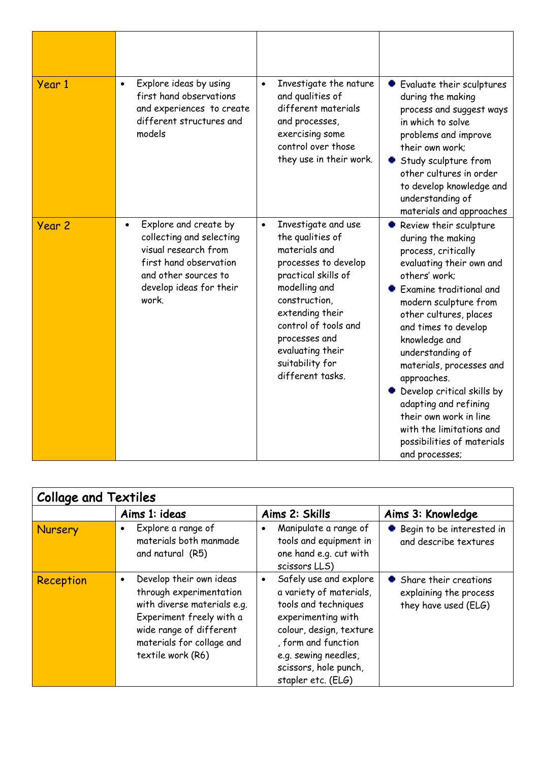| | | | |
|---|---|---|---|
| Year 1 | • Explore ideas by using first hand observations and experiences to create different structures and models | • Investigate the nature and qualities of different materials and processes, exercising some control over those they use in their work. | • Evaluate their sculptures during the making process and suggest ways in which to solve problems and improve their own work; <br> • Study sculpture from other cultures in order to develop knowledge and understanding of materials and approaches |
| Year 2 | • Explore and create by collecting and selecting visual research from first hand observation and other sources to develop ideas for their work. | • Investigate and use the qualities of materials and processes to develop practical skills of modelling and construction, extending their control of tools and processes and evaluating their suitability for different tasks. | • Review their sculpture during the making process, critically evaluating their own and others' work; <br> • Examine traditional and modern sculpture from other cultures, places and times to develop knowledge and understanding of materials, processes and approaches. <br> • Develop critical skills by adapting and refining their own work in line with the limitations and possibilities of materials and processes; |

| Collage and Textiles | | | |
|---|---|---|---|
| | Aims 1: ideas | Aims 2: Skills | Aims 3: Knowledge |
| Nursery | • Explore a range of materials both manmade and natural (R5) | • Manipulate a range of tools and equipment in one hand e.g. cut with scissors LLS) | • Begin to be interested in and describe textures |
| Reception | • Develop their own ideas through experimentation with diverse materials e.g. Experiment freely with a wide range of different materials for collage and textile work (R6) | • Safely use and explore a variety of materials, tools and techniques experimenting with colour, design, texture , form and function e.g. sewing needles, scissors, hole punch, stapler etc. (ELG) | • Share their creations explaining the process they have used (ELG) |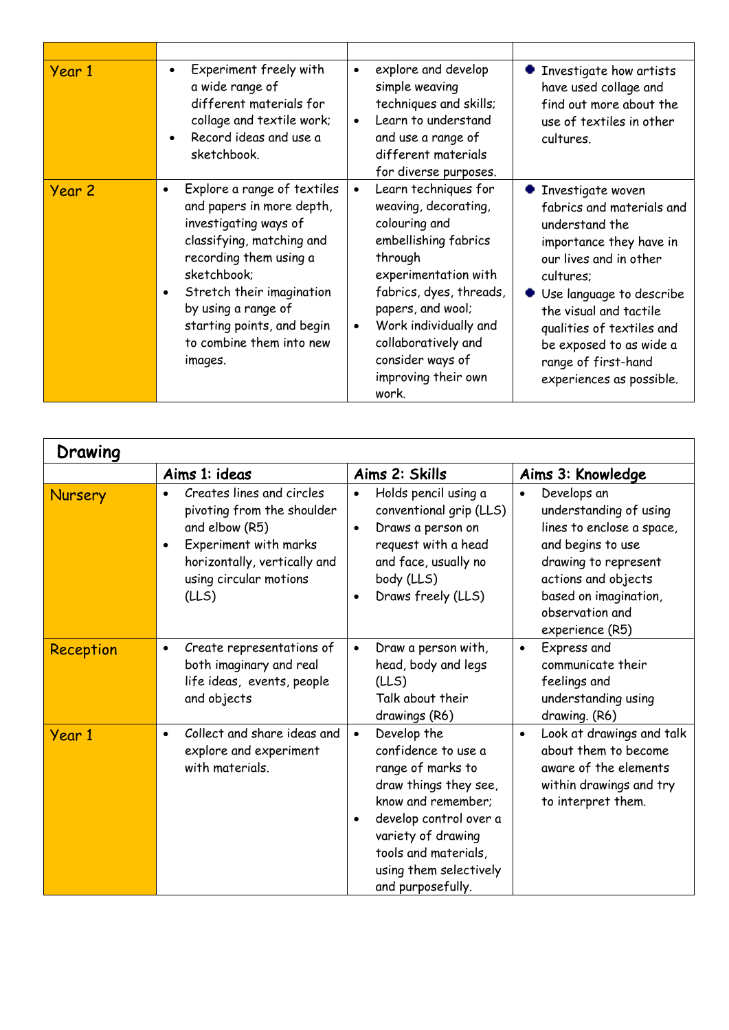| | | | |
|---|---|---|---|
| Year 1 | • Experiment freely with a wide range of different materials for collage and textile work;<br>• Record ideas and use a sketchbook. | • explore and develop simple weaving techniques and skills;<br>• Learn to understand and use a range of different materials for diverse purposes. | • Investigate how artists have used collage and find out more about the use of textiles in other cultures. |
| Year 2 | • Explore a range of textiles and papers in more depth, investigating ways of classifying, matching and recording them using a sketchbook;<br>• Stretch their imagination by using a range of starting points, and begin to combine them into new images. | • Learn techniques for weaving, decorating, colouring and embellishing fabrics through experimentation with fabrics, dyes, threads, papers, and wool;<br>• Work individually and collaboratively and consider ways of improving their own work. | • Investigate woven fabrics and materials and understand the importance they have in our lives and in other cultures;<br>• Use language to describe the visual and tactile qualities of textiles and be exposed to as wide a range of first-hand experiences as possible. |

| Drawing | | | |
|---|---|---|---|
| | Aims 1: ideas | Aims 2: Skills | Aims 3: Knowledge |
| Nursery | • Creates lines and circles pivoting from the shoulder and elbow (R5)<br>• Experiment with marks horizontally, vertically and using circular motions (LLS) | • Holds pencil using a conventional grip (LLS)<br>• Draws a person on request with a head and face, usually no body (LLS)<br>• Draws freely (LLS) | • Develops an understanding of using lines to enclose a space, and begins to use drawing to represent actions and objects based on imagination, observation and experience (R5) |
| Reception | • Create representations of both imaginary and real life ideas, events, people and objects | • Draw a person with, head, body and legs (LLS)<br>Talk about their drawings (R6) | • Express and communicate their feelings and understanding using drawing. (R6) |
| Year 1 | • Collect and share ideas and explore and experiment with materials. | • Develop the confidence to use a range of marks to draw things they see, know and remember;<br>• develop control over a variety of drawing tools and materials, using them selectively and purposefully. | • Look at drawings and talk about them to become aware of the elements within drawings and try to interpret them. |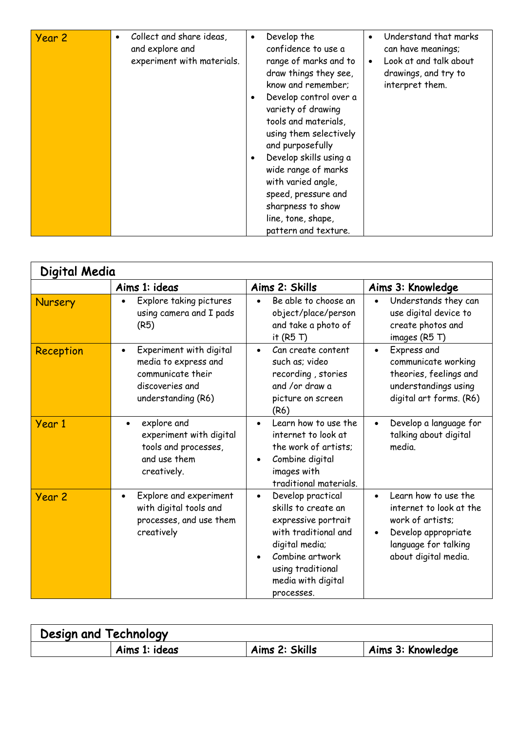| Year 2 | • Collect and share ideas, and explore and experiment with materials. | • Develop the confidence to use a range of marks and to draw things they see, know and remember;<br>• Develop control over a variety of drawing tools and materials, using them selectively and purposefully<br>• Develop skills using a wide range of marks with varied angle, speed, pressure and sharpness to show line, tone, shape, pattern and texture. | • Understand that marks can have meanings;<br>• Look at and talk about drawings, and try to interpret them. |
|---|---|---|---|

| Digital Media | | | |
|---|---|---|---|
| | **Aims 1: ideas** | **Aims 2: Skills** | **Aims 3: Knowledge** |
| Nursery | • Explore taking pictures using camera and I pads (R5) | • Be able to choose an object/place/person and take a photo of it (R5 T) | • Understands they can use digital device to create photos and images (R5 T) |
| Reception | • Experiment with digital media to express and communicate their discoveries and understanding (R6) | • Can create content such as; video recording , stories and /or draw a picture on screen (R6) | • Express and communicate working theories, feelings and understandings using digital art forms. (R6) |
| Year 1 | • explore and experiment with digital tools and processes, and use them creatively. | • Learn how to use the internet to look at the work of artists;<br>• Combine digital images with traditional materials. | • Develop a language for talking about digital media. |
| Year 2 | • Explore and experiment with digital tools and processes, and use them creatively | • Develop practical skills to create an expressive portrait with traditional and digital media;<br>• Combine artwork using traditional media with digital processes. | • Learn how to use the internet to look at the work of artists;<br>• Develop appropriate language for talking about digital media. |

| Design and Technology | | | |
|---|---|---|---|
| | **Aims 1: ideas** | **Aims 2: Skills** | **Aims 3: Knowledge** |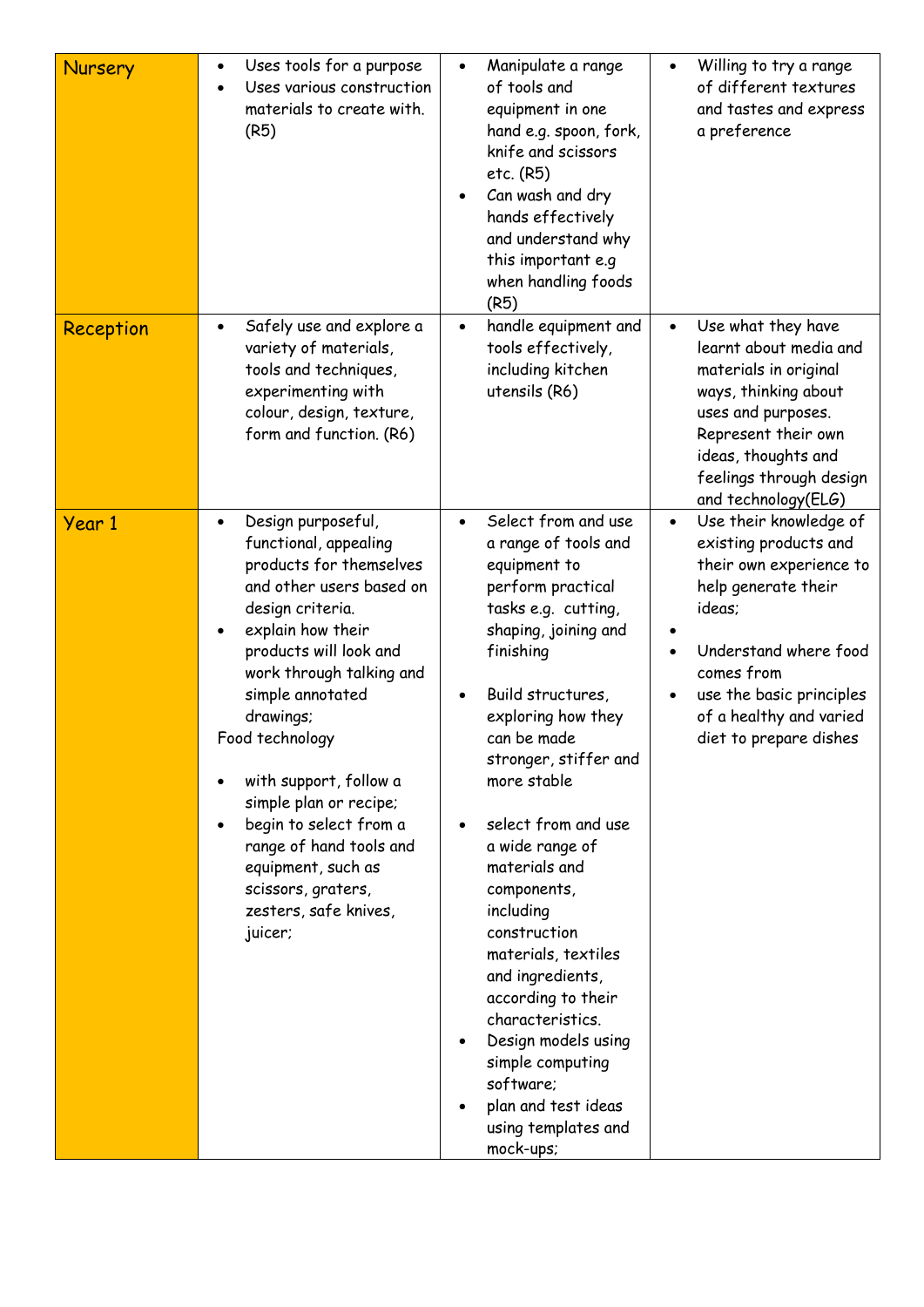| | | | |
|---|---|---|---|
| Nursery | • Uses tools for a purpose<br>• Uses various construction materials to create with. (R5) | • Manipulate a range of tools and equipment in one hand e.g. spoon, fork, knife and scissors etc. (R5)<br>• Can wash and dry hands effectively and understand why this important e.g when handling foods (R5) | • Willing to try a range of different textures and tastes and express a preference |
| Reception | • Safely use and explore a variety of materials, tools and techniques, experimenting with colour, design, texture, form and function. (R6) | • handle equipment and tools effectively, including kitchen utensils (R6) | • Use what they have learnt about media and materials in original ways, thinking about uses and purposes. Represent their own ideas, thoughts and feelings through design and technology(ELG) |
| Year 1 | • Design purposeful, functional, appealing products for themselves and other users based on design criteria.<br>• explain how their products will look and work through talking and simple annotated drawings;<br>Food technology<br>• with support, follow a simple plan or recipe;<br>• begin to select from a range of hand tools and equipment, such as scissors, graters, zesters, safe knives, juicer; | • Select from and use a range of tools and equipment to perform practical tasks e.g. cutting, shaping, joining and finishing<br>• Build structures, exploring how they can be made stronger, stiffer and more stable<br>• select from and use a wide range of materials and components, including construction materials, textiles and ingredients, according to their characteristics.<br>• Design models using simple computing software;<br>• plan and test ideas using templates and mock-ups; | • Use their knowledge of existing products and their own experience to help generate their ideas;<br>•<br>• Understand where food comes from<br>• use the basic principles of a healthy and varied diet to prepare dishes |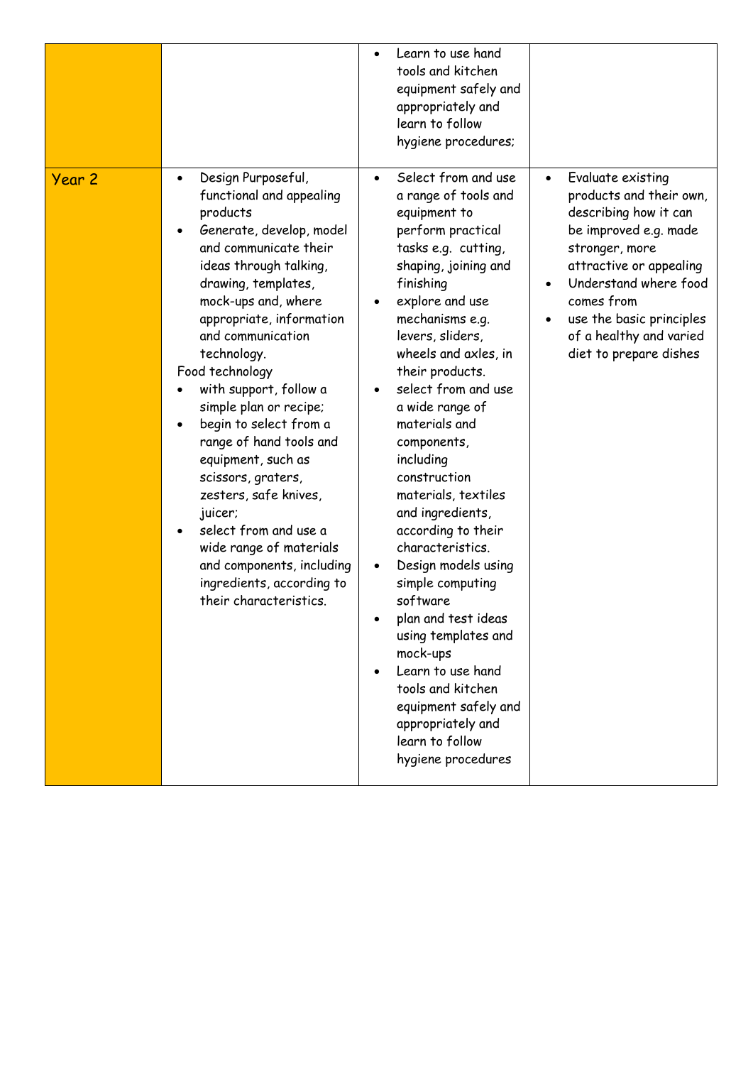| | | | |
|---|---|---|---|
| | | • Learn to use hand tools and kitchen equipment safely and appropriately and learn to follow hygiene procedures; | |
| Year 2 | • Design Purposeful, functional and appealing products<br>• Generate, develop, model and communicate their ideas through talking, drawing, templates, mock-ups and, where appropriate, information and communication technology.<br>Food technology<br>• with support, follow a simple plan or recipe;<br>• begin to select from a range of hand tools and equipment, such as scissors, graters, zesters, safe knives, juicer;<br>• select from and use a wide range of materials and components, including ingredients, according to their characteristics. | • Select from and use a range of tools and equipment to perform practical tasks e.g. cutting, shaping, joining and finishing<br>• explore and use mechanisms e.g. levers, sliders, wheels and axles, in their products.<br>• select from and use a wide range of materials and components, including construction materials, textiles and ingredients, according to their characteristics.<br>• Design models using simple computing software<br>• plan and test ideas using templates and mock-ups<br>• Learn to use hand tools and kitchen equipment safely and appropriately and learn to follow hygiene procedures | • Evaluate existing products and their own, describing how it can be improved e.g. made stronger, more attractive or appealing<br>• Understand where food comes from<br>• use the basic principles of a healthy and varied diet to prepare dishes |